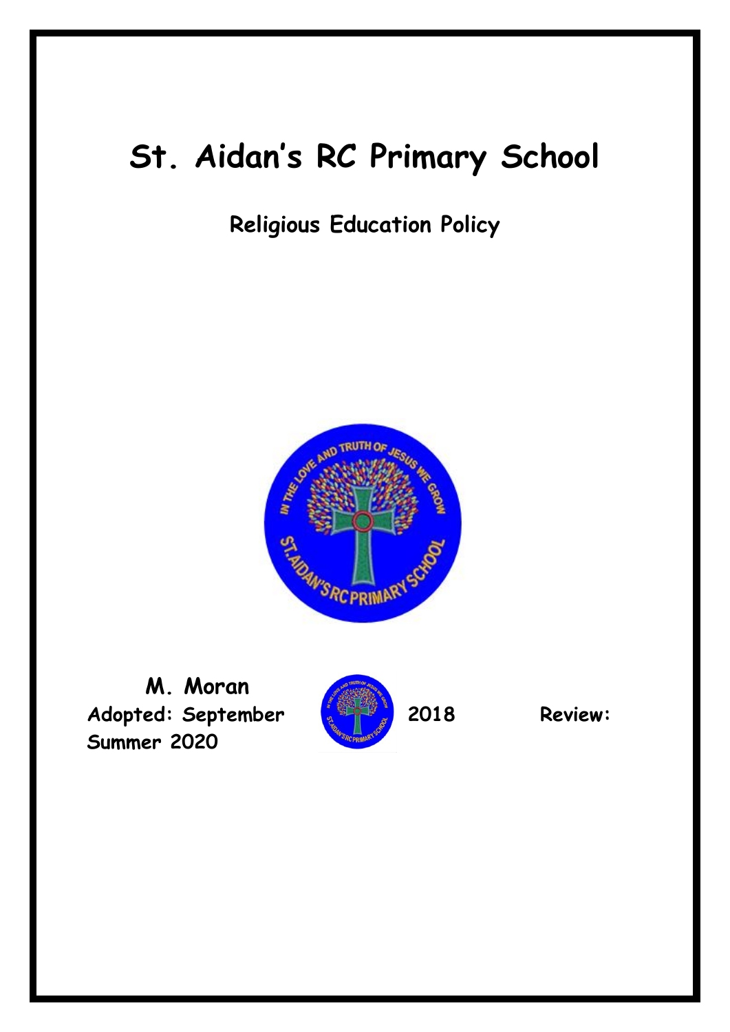# St. Aidan's RC Primary School

## Religious Education Policy

**M. Moran**

**Adopted: September 2018 Review: Summer 2020**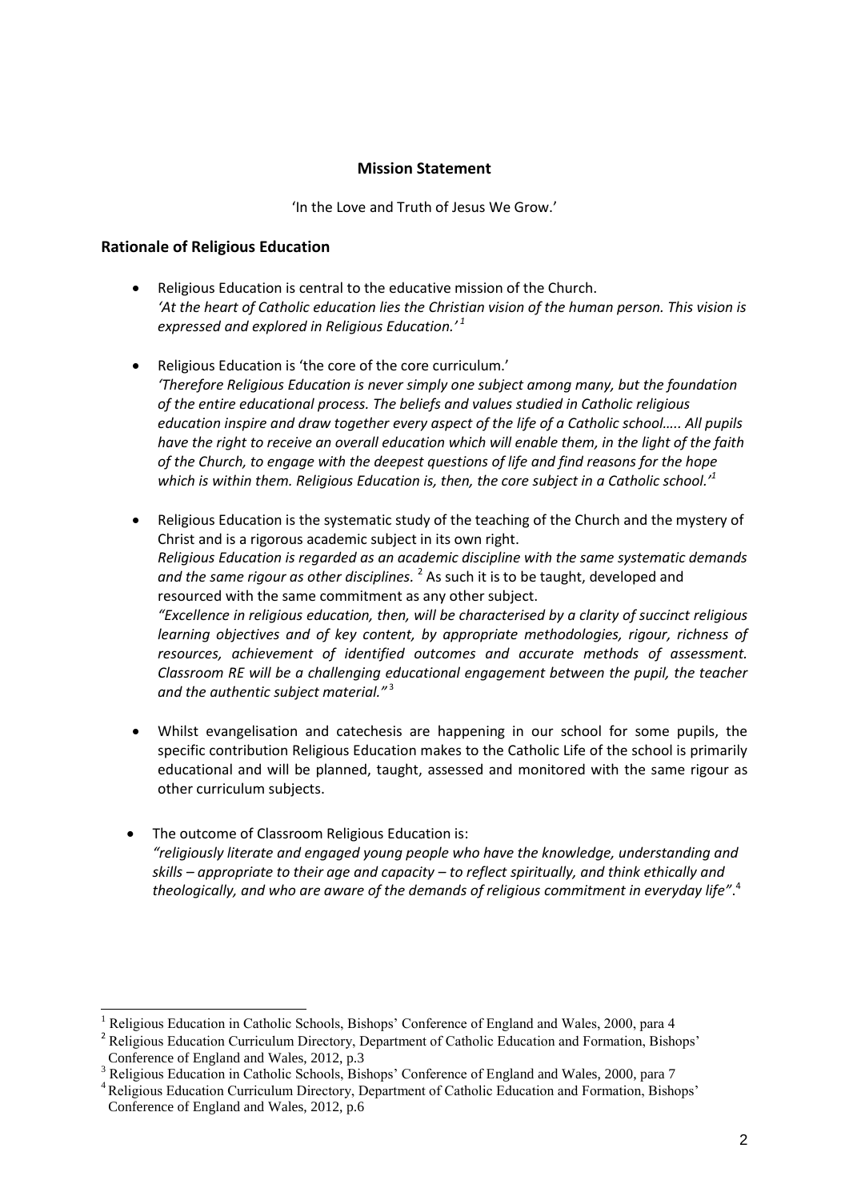## Mission Statement

'In the Love and Truth of Jesus We Grow.'

## Rationale of Religious Education

- Religious Education is central to the educative mission of the Church.
  *'At the heart of Catholic education lies the Christian vision of the human person. This vision is expressed and explored in Religious Education.'* [1]

- Religious Education is 'the core of the core curriculum.'
  *'Therefore Religious Education is never simply one subject among many, but the foundation of the entire educational process. The beliefs and values studied in Catholic religious education inspire and draw together every aspect of the life of a Catholic school….. All pupils have the right to receive an overall education which will enable them, in the light of the faith of the Church, to engage with the deepest questions of life and find reasons for the hope which is within them. Religious Education is, then, the core subject in a Catholic school.'*[1]

- Religious Education is the systematic study of the teaching of the Church and the mystery of Christ and is a rigorous academic subject in its own right.
  *Religious Education is regarded as an academic discipline with the same systematic demands and the same rigour as other disciplines.* [2] As such it is to be taught, developed and resourced with the same commitment as any other subject.
  *"Excellence in religious education, then, will be characterised by a clarity of succinct religious learning objectives and of key content, by appropriate methodologies, rigour, richness of resources, achievement of identified outcomes and accurate methods of assessment. Classroom RE will be a challenging educational engagement between the pupil, the teacher and the authentic subject material."* [3]

- Whilst evangelisation and catechesis are happening in our school for some pupils, the specific contribution Religious Education makes to the Catholic Life of the school is primarily educational and will be planned, taught, assessed and monitored with the same rigour as other curriculum subjects.

- The outcome of Classroom Religious Education is:
  *"religiously literate and engaged young people who have the knowledge, understanding and skills – appropriate to their age and capacity – to reflect spiritually, and think ethically and theologically, and who are aware of the demands of religious commitment in everyday life"*.[4]

---

[1] Religious Education in Catholic Schools, Bishops' Conference of England and Wales, 2000, para 4

[2] Religious Education Curriculum Directory, Department of Catholic Education and Formation, Bishops' Conference of England and Wales, 2012, p.3

[3] Religious Education in Catholic Schools, Bishops' Conference of England and Wales, 2000, para 7

[4] Religious Education Curriculum Directory, Department of Catholic Education and Formation, Bishops' Conference of England and Wales, 2012, p.6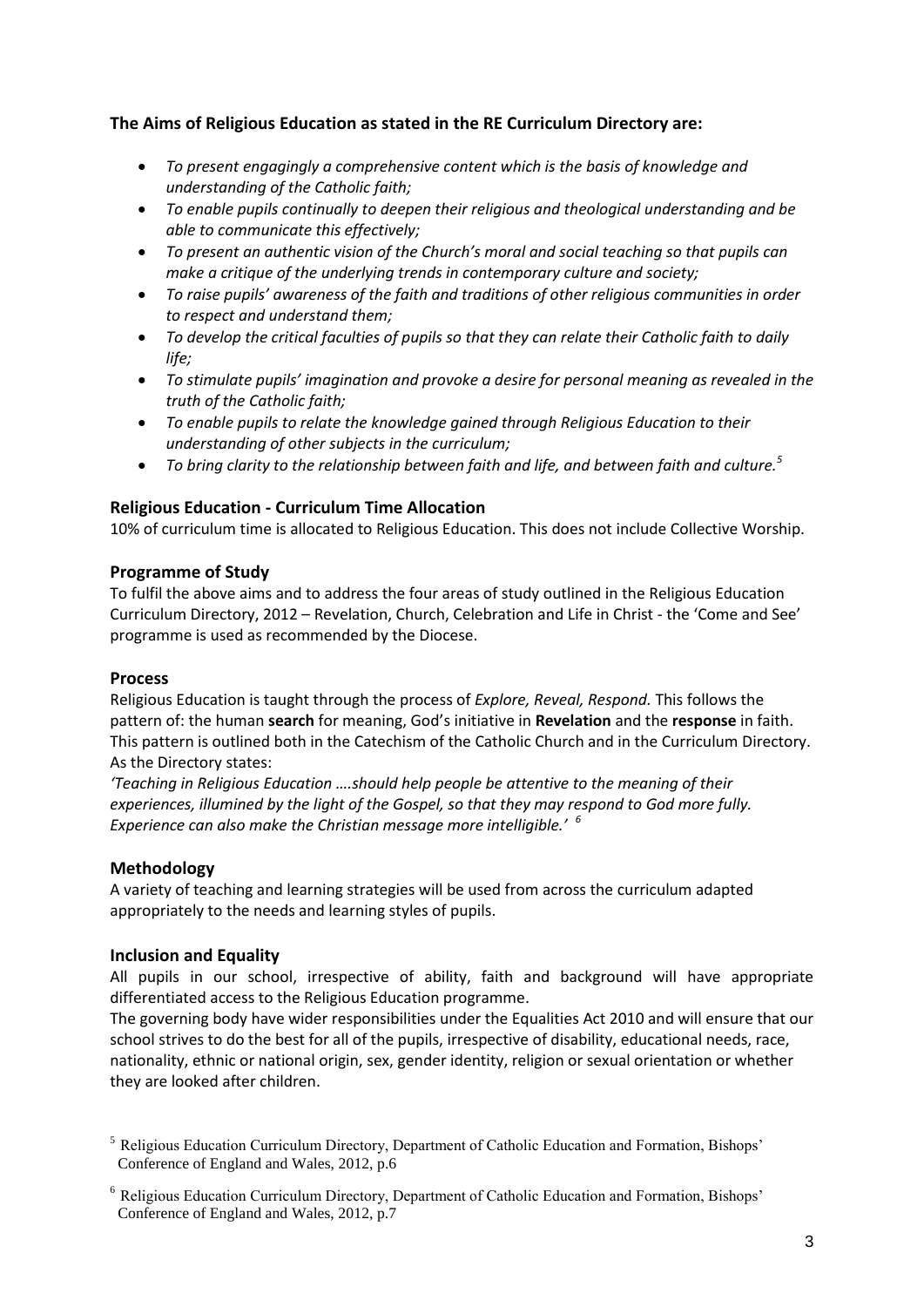### The Aims of Religious Education as stated in the RE Curriculum Directory are:

- *To present engagingly a comprehensive content which is the basis of knowledge and understanding of the Catholic faith;*
- *To enable pupils continually to deepen their religious and theological understanding and be able to communicate this effectively;*
- *To present an authentic vision of the Church's moral and social teaching so that pupils can make a critique of the underlying trends in contemporary culture and society;*
- *To raise pupils' awareness of the faith and traditions of other religious communities in order to respect and understand them;*
- *To develop the critical faculties of pupils so that they can relate their Catholic faith to daily life;*
- *To stimulate pupils' imagination and provoke a desire for personal meaning as revealed in the truth of the Catholic faith;*
- *To enable pupils to relate the knowledge gained through Religious Education to their understanding of other subjects in the curriculum;*
- *To bring clarity to the relationship between faith and life, and between faith and culture.*[5]

### Religious Education - Curriculum Time Allocation

10% of curriculum time is allocated to Religious Education. This does not include Collective Worship.

### Programme of Study

To fulfil the above aims and to address the four areas of study outlined in the Religious Education Curriculum Directory, 2012 – Revelation, Church, Celebration and Life in Christ - the 'Come and See' programme is used as recommended by the Diocese.

### Process

Religious Education is taught through the process of *Explore, Reveal, Respond.* This follows the pattern of: the human **search** for meaning, God's initiative in **Revelation** and the **response** in faith. This pattern is outlined both in the Catechism of the Catholic Church and in the Curriculum Directory. As the Directory states:

*'Teaching in Religious Education ….should help people be attentive to the meaning of their experiences, illumined by the light of the Gospel, so that they may respond to God more fully. Experience can also make the Christian message more intelligible.'* [6]

### Methodology

A variety of teaching and learning strategies will be used from across the curriculum adapted appropriately to the needs and learning styles of pupils.

### Inclusion and Equality

All pupils in our school, irrespective of ability, faith and background will have appropriate differentiated access to the Religious Education programme.

The governing body have wider responsibilities under the Equalities Act 2010 and will ensure that our school strives to do the best for all of the pupils, irrespective of disability, educational needs, race, nationality, ethnic or national origin, sex, gender identity, religion or sexual orientation or whether they are looked after children.

---

[5] Religious Education Curriculum Directory, Department of Catholic Education and Formation, Bishops' Conference of England and Wales, 2012, p.6

[6] Religious Education Curriculum Directory, Department of Catholic Education and Formation, Bishops' Conference of England and Wales, 2012, p.7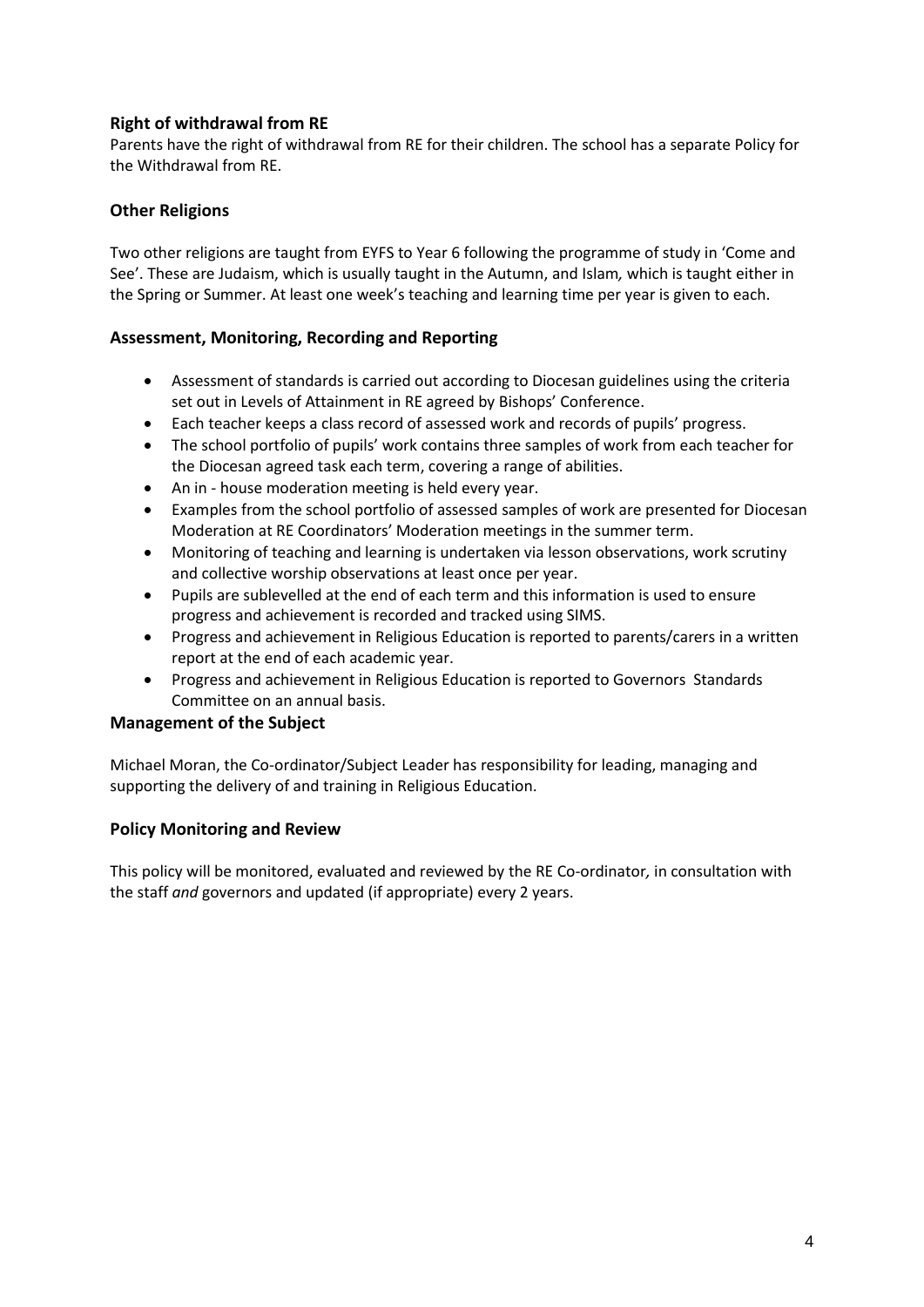## Right of withdrawal from RE

Parents have the right of withdrawal from RE for their children. The school has a separate Policy for the Withdrawal from RE.

## Other Religions

Two other religions are taught from EYFS to Year 6 following the programme of study in 'Come and See'. These are Judaism, which is usually taught in the Autumn, and Islam*,* which is taught either in the Spring or Summer. At least one week's teaching and learning time per year is given to each.

## Assessment, Monitoring, Recording and Reporting

- Assessment of standards is carried out according to Diocesan guidelines using the criteria set out in Levels of Attainment in RE agreed by Bishops' Conference.
- Each teacher keeps a class record of assessed work and records of pupils' progress.
- The school portfolio of pupils' work contains three samples of work from each teacher for the Diocesan agreed task each term, covering a range of abilities.
- An in - house moderation meeting is held every year.
- Examples from the school portfolio of assessed samples of work are presented for Diocesan Moderation at RE Coordinators' Moderation meetings in the summer term.
- Monitoring of teaching and learning is undertaken via lesson observations, work scrutiny and collective worship observations at least once per year.
- Pupils are sublevelled at the end of each term and this information is used to ensure progress and achievement is recorded and tracked using SIMS.
- Progress and achievement in Religious Education is reported to parents/carers in a written report at the end of each academic year.
- Progress and achievement in Religious Education is reported to Governors Standards Committee on an annual basis.

## Management of the Subject

Michael Moran, the Co-ordinator/Subject Leader has responsibility for leading, managing and supporting the delivery of and training in Religious Education.

## Policy Monitoring and Review

This policy will be monitored, evaluated and reviewed by the RE Co-ordinator*,* in consultation with the staff *and* governors and updated (if appropriate) every 2 years.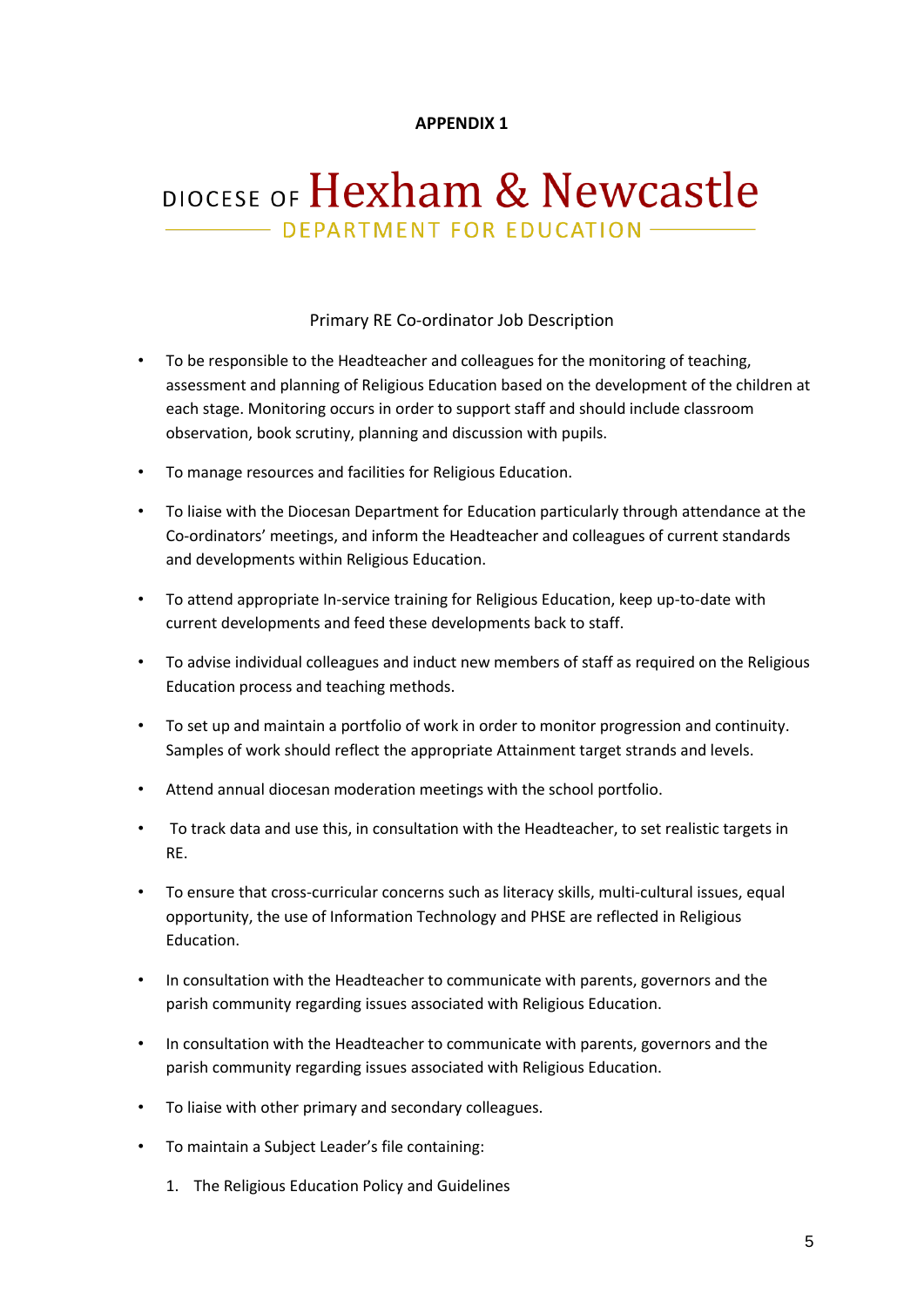**APPENDIX 1**

DIOCESE OF **Hexham & Newcastle**

DEPARTMENT FOR EDUCATION

Primary RE Co-ordinator Job Description

- To be responsible to the Headteacher and colleagues for the monitoring of teaching, assessment and planning of Religious Education based on the development of the children at each stage. Monitoring occurs in order to support staff and should include classroom observation, book scrutiny, planning and discussion with pupils.
- To manage resources and facilities for Religious Education.
- To liaise with the Diocesan Department for Education particularly through attendance at the Co-ordinators' meetings, and inform the Headteacher and colleagues of current standards and developments within Religious Education.
- To attend appropriate In-service training for Religious Education, keep up-to-date with current developments and feed these developments back to staff.
- To advise individual colleagues and induct new members of staff as required on the Religious Education process and teaching methods.
- To set up and maintain a portfolio of work in order to monitor progression and continuity. Samples of work should reflect the appropriate Attainment target strands and levels.
- Attend annual diocesan moderation meetings with the school portfolio.
- To track data and use this, in consultation with the Headteacher, to set realistic targets in RE.
- To ensure that cross-curricular concerns such as literacy skills, multi-cultural issues, equal opportunity, the use of Information Technology and PHSE are reflected in Religious Education.
- In consultation with the Headteacher to communicate with parents, governors and the parish community regarding issues associated with Religious Education.
- In consultation with the Headteacher to communicate with parents, governors and the parish community regarding issues associated with Religious Education.
- To liaise with other primary and secondary colleagues.
- To maintain a Subject Leader's file containing:
  1. The Religious Education Policy and Guidelines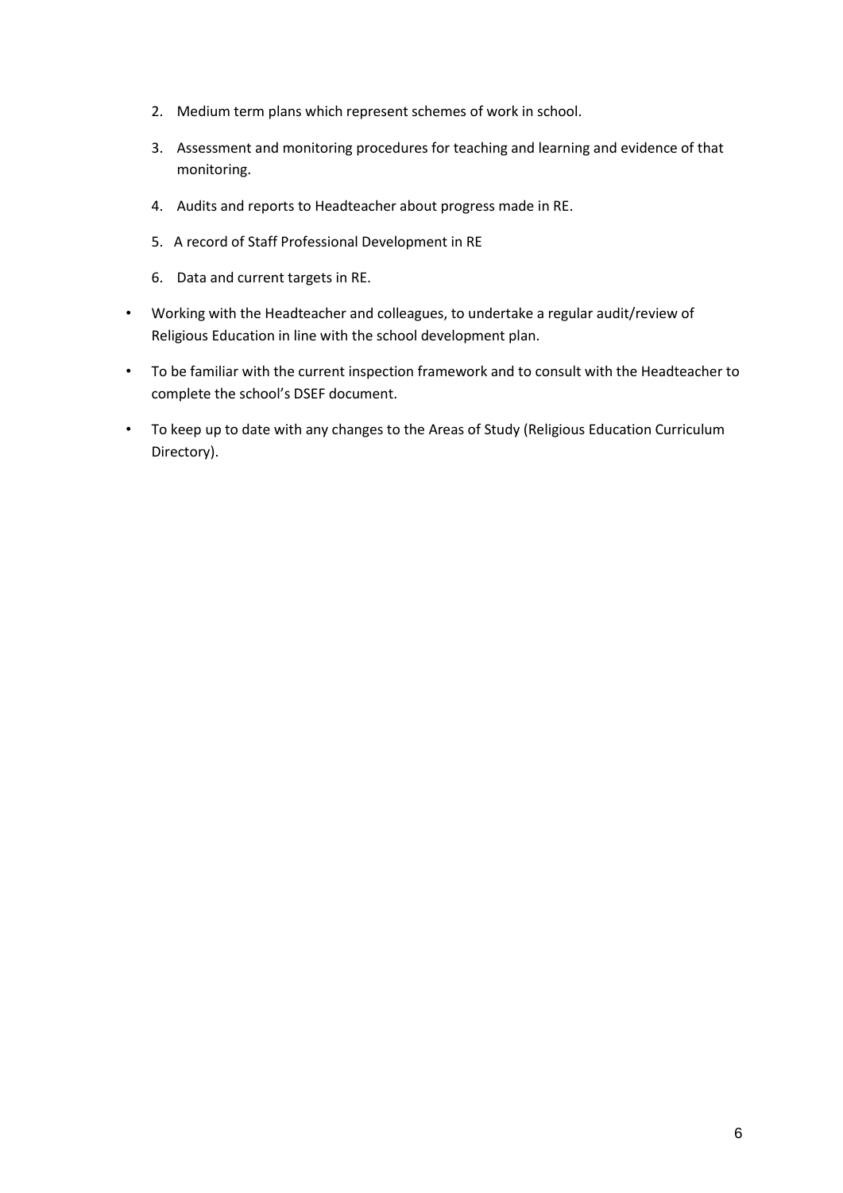2. Medium term plans which represent schemes of work in school.
3. Assessment and monitoring procedures for teaching and learning and evidence of that monitoring.
4. Audits and reports to Headteacher about progress made in RE.
5. A record of Staff Professional Development in RE
6. Data and current targets in RE.

- Working with the Headteacher and colleagues, to undertake a regular audit/review of Religious Education in line with the school development plan.
- To be familiar with the current inspection framework and to consult with the Headteacher to complete the school's DSEF document.
- To keep up to date with any changes to the Areas of Study (Religious Education Curriculum Directory).